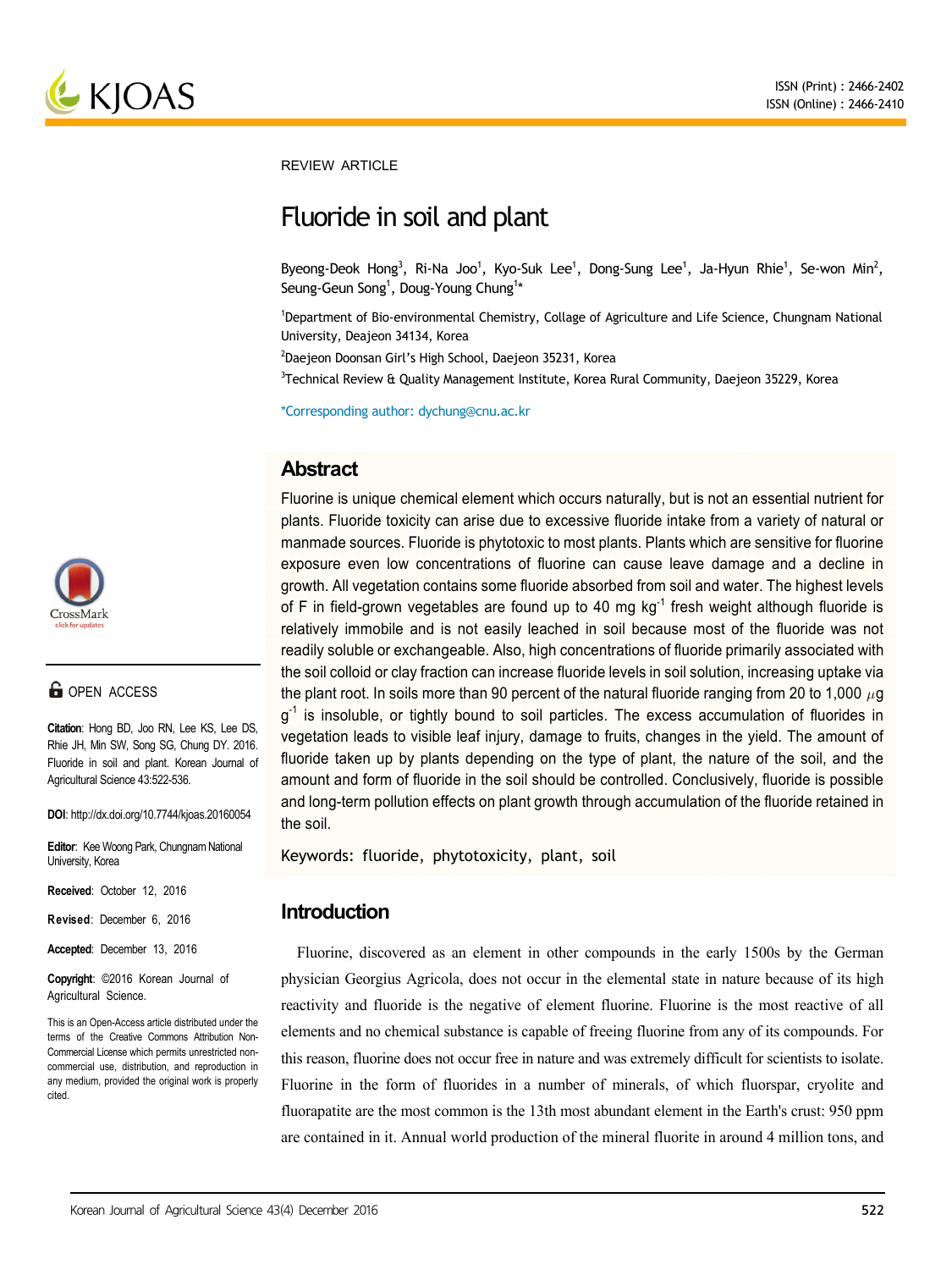REVIEW ARTICLE

# Fluoride in soil and plant

Byeong-Deok Hong[3], Ri-Na Joo[1], Kyo-Suk Lee[1], Dong-Sung Lee[1], Ja-Hyun Rhie[1], Se-won Min[2], Seung-Geun Song[1], Doug-Young Chung[1]*

[1]Department of Bio-environmental Chemistry, Collage of Agriculture and Life Science, Chungnam National University, Deajeon 34134, Korea

[2]Daejeon Doonsan Girl's High School, Daejeon 35231, Korea

[3]Technical Review & Quality Management Institute, Korea Rural Community, Daejeon 35229, Korea

*Corresponding author: dychung@cnu.ac.kr

## Abstract

Fluorine is unique chemical element which occurs naturally, but is not an essential nutrient for plants. Fluoride toxicity can arise due to excessive fluoride intake from a variety of natural or manmade sources. Fluoride is phytotoxic to most plants. Plants which are sensitive for fluorine exposure even low concentrations of fluorine can cause leave damage and a decline in growth. All vegetation contains some fluoride absorbed from soil and water. The highest levels of F in field-grown vegetables are found up to 40 mg $kg^{-1}$ fresh weight although fluoride is relatively immobile and is not easily leached in soil because most of the fluoride was not readily soluble or exchangeable. Also, high concentrations of fluoride primarily associated with the soil colloid or clay fraction can increase fluoride levels in soil solution, increasing uptake via the plant root. In soils more than 90 percent of the natural fluoride ranging from 20 to 1,000 $\mu g$ $g^{-1}$ is insoluble, or tightly bound to soil particles. The excess accumulation of fluorides in vegetation leads to visible leaf injury, damage to fruits, changes in the yield. The amount of fluoride taken up by plants depending on the type of plant, the nature of the soil, and the amount and form of fluoride in the soil should be controlled. Conclusively, fluoride is possible and long-term pollution effects on plant growth through accumulation of the fluoride retained in the soil.

Keywords: fluoride, phytotoxicity, plant, soil

OPEN ACCESS

**Citation**: Hong BD, Joo RN, Lee KS, Lee DS, Rhie JH, Min SW, Song SG, Chung DY. 2016. Fluoride in soil and plant. Korean Journal of Agricultural Science 43:522-536.

**DOI**: http://dx.doi.org/10.7744/kjoas.20160054

**Editor**: Kee Woong Park, Chungnam National University, Korea

**Received**: October 12, 2016

**Revised**: December 6, 2016

**Accepted**: December 13, 2016

**Copyright**: ©2016 Korean Journal of Agricultural Science.

This is an Open-Access article distributed under the terms of the Creative Commons Attribution Non-Commercial License which permits unrestricted non-commercial use, distribution, and reproduction in any medium, provided the original work is properly cited.

## Introduction

Fluorine, discovered as an element in other compounds in the early 1500s by the German physician Georgius Agricola, does not occur in the elemental state in nature because of its high reactivity and fluoride is the negative of element fluorine. Fluorine is the most reactive of all elements and no chemical substance is capable of freeing fluorine from any of its compounds. For this reason, fluorine does not occur free in nature and was extremely difficult for scientists to isolate. Fluorine in the form of fluorides in a number of minerals, of which fluorspar, cryolite and fluorapatite are the most common is the 13th most abundant element in the Earth's crust: 950 ppm are contained in it. Annual world production of the mineral fluorite in around 4 million tons, and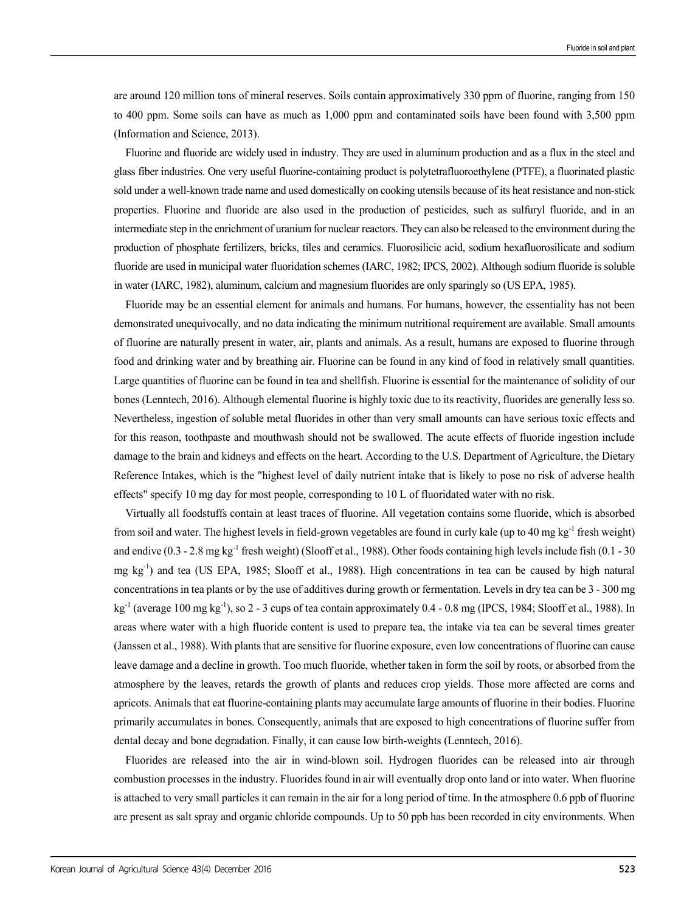are around 120 million tons of mineral reserves. Soils contain approximatively 330 ppm of fluorine, ranging from 150 to 400 ppm. Some soils can have as much as 1,000 ppm and contaminated soils have been found with 3,500 ppm (Information and Science, 2013).

Fluorine and fluoride are widely used in industry. They are used in aluminum production and as a flux in the steel and glass fiber industries. One very useful fluorine-containing product is polytetrafluoroethylene (PTFE), a fluorinated plastic sold under a well-known trade name and used domestically on cooking utensils because of its heat resistance and non-stick properties. Fluorine and fluoride are also used in the production of pesticides, such as sulfuryl fluoride, and in an intermediate step in the enrichment of uranium for nuclear reactors. They can also be released to the environment during the production of phosphate fertilizers, bricks, tiles and ceramics. Fluorosilicic acid, sodium hexafluorosilicate and sodium fluoride are used in municipal water fluoridation schemes (IARC, 1982; IPCS, 2002). Although sodium fluoride is soluble in water (IARC, 1982), aluminum, calcium and magnesium fluorides are only sparingly so (US EPA, 1985).

Fluoride may be an essential element for animals and humans. For humans, however, the essentiality has not been demonstrated unequivocally, and no data indicating the minimum nutritional requirement are available. Small amounts of fluorine are naturally present in water, air, plants and animals. As a result, humans are exposed to fluorine through food and drinking water and by breathing air. Fluorine can be found in any kind of food in relatively small quantities. Large quantities of fluorine can be found in tea and shellfish. Fluorine is essential for the maintenance of solidity of our bones (Lenntech, 2016). Although elemental fluorine is highly toxic due to its reactivity, fluorides are generally less so. Nevertheless, ingestion of soluble metal fluorides in other than very small amounts can have serious toxic effects and for this reason, toothpaste and mouthwash should not be swallowed. The acute effects of fluoride ingestion include damage to the brain and kidneys and effects on the heart. According to the U.S. Department of Agriculture, the Dietary Reference Intakes, which is the "highest level of daily nutrient intake that is likely to pose no risk of adverse health effects" specify 10 mg day for most people, corresponding to 10 L of fluoridated water with no risk.

Virtually all foodstuffs contain at least traces of fluorine. All vegetation contains some fluoride, which is absorbed from soil and water. The highest levels in field-grown vegetables are found in curly kale (up to 40 mg $kg^{-1}$ fresh weight) and endive (0.3 - 2.8 mg $kg^{-1}$ fresh weight) (Slooff et al., 1988). Other foods containing high levels include fish (0.1 - 30 mg $kg^{-1}$) and tea (US EPA, 1985; Slooff et al., 1988). High concentrations in tea can be caused by high natural concentrations in tea plants or by the use of additives during growth or fermentation. Levels in dry tea can be 3 - 300 mg $kg^{-1}$ (average 100 mg $kg^{-1}$), so 2 - 3 cups of tea contain approximately 0.4 - 0.8 mg (IPCS, 1984; Slooff et al., 1988). In areas where water with a high fluoride content is used to prepare tea, the intake via tea can be several times greater (Janssen et al., 1988). With plants that are sensitive for fluorine exposure, even low concentrations of fluorine can cause leave damage and a decline in growth. Too much fluoride, whether taken in form the soil by roots, or absorbed from the atmosphere by the leaves, retards the growth of plants and reduces crop yields. Those more affected are corns and apricots. Animals that eat fluorine-containing plants may accumulate large amounts of fluorine in their bodies. Fluorine primarily accumulates in bones. Consequently, animals that are exposed to high concentrations of fluorine suffer from dental decay and bone degradation. Finally, it can cause low birth-weights (Lenntech, 2016).

Fluorides are released into the air in wind-blown soil. Hydrogen fluorides can be released into air through combustion processes in the industry. Fluorides found in air will eventually drop onto land or into water. When fluorine is attached to very small particles it can remain in the air for a long period of time. In the atmosphere 0.6 ppb of fluorine are present as salt spray and organic chloride compounds. Up to 50 ppb has been recorded in city environments. When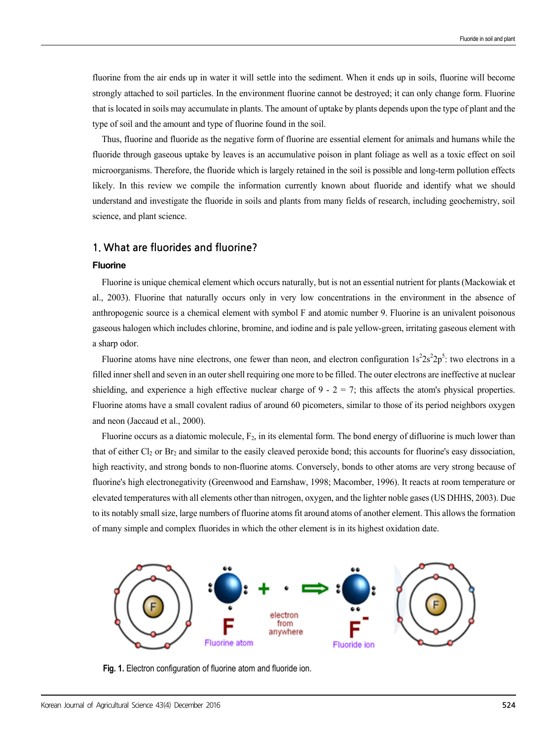fluorine from the air ends up in water it will settle into the sediment. When it ends up in soils, fluorine will become strongly attached to soil particles. In the environment fluorine cannot be destroyed; it can only change form. Fluorine that is located in soils may accumulate in plants. The amount of uptake by plants depends upon the type of plant and the type of soil and the amount and type of fluorine found in the soil.

Thus, fluorine and fluoride as the negative form of fluorine are essential element for animals and humans while the fluoride through gaseous uptake by leaves is an accumulative poison in plant foliage as well as a toxic effect on soil microorganisms. Therefore, the fluoride which is largely retained in the soil is possible and long-term pollution effects likely. In this review we compile the information currently known about fluoride and identify what we should understand and investigate the fluoride in soils and plants from many fields of research, including geochemistry, soil science, and plant science.

## 1. What are fluorides and fluorine?

### Fluorine

Fluorine is unique chemical element which occurs naturally, but is not an essential nutrient for plants (Mackowiak et al., 2003). Fluorine that naturally occurs only in very low concentrations in the environment in the absence of anthropogenic source is a chemical element with symbol F and atomic number 9. Fluorine is an univalent poisonous gaseous halogen which includes chlorine, bromine, and iodine and is pale yellow-green, irritating gaseous element with a sharp odor.

Fluorine atoms have nine electrons, one fewer than neon, and electron configuration $1s^2 2s^2 2p^5$: two electrons in a filled inner shell and seven in an outer shell requiring one more to be filled. The outer electrons are ineffective at nuclear shielding, and experience a high effective nuclear charge of 9 - 2 = 7; this affects the atom's physical properties. Fluorine atoms have a small covalent radius of around 60 picometers, similar to those of its period neighbors oxygen and neon (Jaccaud et al., 2000).

Fluorine occurs as a diatomic molecule, $F_2$, in its elemental form. The bond energy of difluorine is much lower than that of either $Cl_2$ or $Br_2$ and similar to the easily cleaved peroxide bond; this accounts for fluorine's easy dissociation, high reactivity, and strong bonds to non-fluorine atoms. Conversely, bonds to other atoms are very strong because of fluorine's high electronegativity (Greenwood and Earnshaw, 1998; Macomber, 1996). It reacts at room temperature or elevated temperatures with all elements other than nitrogen, oxygen, and the lighter noble gases (US DHHS, 2003). Due to its notably small size, large numbers of fluorine atoms fit around atoms of another element. This allows the formation of many simple and complex fluorides in which the other element is in its highest oxidation date.

**Fig. 1.** Electron configuration of fluorine atom and fluoride ion.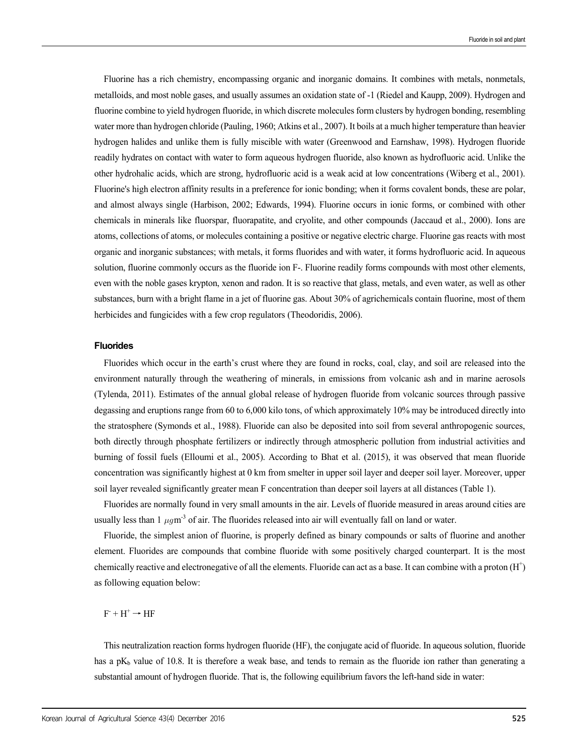Fluorine has a rich chemistry, encompassing organic and inorganic domains. It combines with metals, nonmetals, metalloids, and most noble gases, and usually assumes an oxidation state of -1 (Riedel and Kaupp, 2009). Hydrogen and fluorine combine to yield hydrogen fluoride, in which discrete molecules form clusters by hydrogen bonding, resembling water more than hydrogen chloride (Pauling, 1960; Atkins et al., 2007). It boils at a much higher temperature than heavier hydrogen halides and unlike them is fully miscible with water (Greenwood and Earnshaw, 1998). Hydrogen fluoride readily hydrates on contact with water to form aqueous hydrogen fluoride, also known as hydrofluoric acid. Unlike the other hydrohalic acids, which are strong, hydrofluoric acid is a weak acid at low concentrations (Wiberg et al., 2001). Fluorine's high electron affinity results in a preference for ionic bonding; when it forms covalent bonds, these are polar, and almost always single (Harbison, 2002; Edwards, 1994). Fluorine occurs in ionic forms, or combined with other chemicals in minerals like fluorspar, fluorapatite, and cryolite, and other compounds (Jaccaud et al., 2000). Ions are atoms, collections of atoms, or molecules containing a positive or negative electric charge. Fluorine gas reacts with most organic and inorganic substances; with metals, it forms fluorides and with water, it forms hydrofluoric acid. In aqueous solution, fluorine commonly occurs as the fluoride ion F-. Fluorine readily forms compounds with most other elements, even with the noble gases krypton, xenon and radon. It is so reactive that glass, metals, and even water, as well as other substances, burn with a bright flame in a jet of fluorine gas. About 30% of agrichemicals contain fluorine, most of them herbicides and fungicides with a few crop regulators (Theodoridis, 2006).

### Fluorides

Fluorides which occur in the earth's crust where they are found in rocks, coal, clay, and soil are released into the environment naturally through the weathering of minerals, in emissions from volcanic ash and in marine aerosols (Tylenda, 2011). Estimates of the annual global release of hydrogen fluoride from volcanic sources through passive degassing and eruptions range from 60 to 6,000 kilo tons, of which approximately 10% may be introduced directly into the stratosphere (Symonds et al., 1988). Fluoride can also be deposited into soil from several anthropogenic sources, both directly through phosphate fertilizers or indirectly through atmospheric pollution from industrial activities and burning of fossil fuels (Elloumi et al., 2005). According to Bhat et al. (2015), it was observed that mean fluoride concentration was significantly highest at 0 km from smelter in upper soil layer and deeper soil layer. Moreover, upper soil layer revealed significantly greater mean F concentration than deeper soil layers at all distances (Table 1).

Fluorides are normally found in very small amounts in the air. Levels of fluoride measured in areas around cities are usually less than 1 $\mu g m^{-3}$ of air. The fluorides released into air will eventually fall on land or water.

Fluoride, the simplest anion of fluorine, is properly defined as binary compounds or salts of fluorine and another element. Fluorides are compounds that combine fluoride with some positively charged counterpart. It is the most chemically reactive and electronegative of all the elements. Fluoride can act as a base. It can combine with a proton ($H^+$) as following equation below:

$$F^- + H^+ \rightarrow HF$$

This neutralization reaction forms hydrogen fluoride (HF), the conjugate acid of fluoride. In aqueous solution, fluoride has a $pK_b$ value of 10.8. It is therefore a weak base, and tends to remain as the fluoride ion rather than generating a substantial amount of hydrogen fluoride. That is, the following equilibrium favors the left-hand side in water: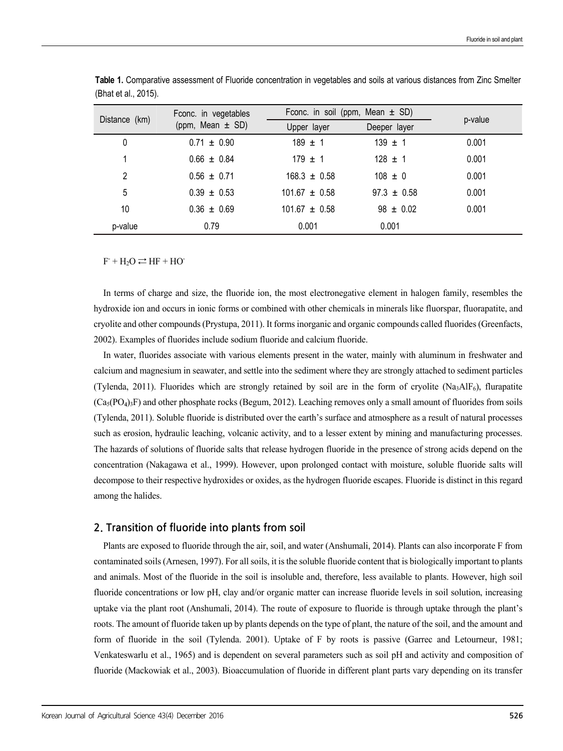**Table 1.** Comparative assessment of Fluoride concentration in vegetables and soils at various distances from Zinc Smelter (Bhat et al., 2015).

| Distance (km) | Fconc. in vegetables (ppm, Mean ± SD) | Fconc. in soil (ppm, Mean ± SD) | | p-value |
|---|---|---|---|---|
| | | Upper layer | Deeper layer | |
| 0 | 0.71 ± 0.90 | 189 ± 1 | 139 ± 1 | 0.001 |
| 1 | 0.66 ± 0.84 | 179 ± 1 | 128 ± 1 | 0.001 |
| 2 | 0.56 ± 0.71 | 168.3 ± 0.58 | 108 ± 0 | 0.001 |
| 5 | 0.39 ± 0.53 | 101.67 ± 0.58 | 97.3 ± 0.58 | 0.001 |
| 10 | 0.36 ± 0.69 | 101.67 ± 0.58 | 98 ± 0.02 | 0.001 |
| p-value | 0.79 | 0.001 | 0.001 | |

$F^- + H_2O \rightleftarrows HF + HO^-$

In terms of charge and size, the fluoride ion, the most electronegative element in halogen family, resembles the hydroxide ion and occurs in ionic forms or combined with other chemicals in minerals like fluorspar, fluorapatite, and cryolite and other compounds (Prystupa, 2011). It forms inorganic and organic compounds called fluorides (Greenfacts, 2002). Examples of fluorides include sodium fluoride and calcium fluoride.

In water, fluorides associate with various elements present in the water, mainly with aluminum in freshwater and calcium and magnesium in seawater, and settle into the sediment where they are strongly attached to sediment particles (Tylenda, 2011). Fluorides which are strongly retained by soil are in the form of cryolite ($Na_3AlF_6$), flurapatite ($Ca_5(PO_4)_3F$) and other phosphate rocks (Begum, 2012). Leaching removes only a small amount of fluorides from soils (Tylenda, 2011). Soluble fluoride is distributed over the earth's surface and atmosphere as a result of natural processes such as erosion, hydraulic leaching, volcanic activity, and to a lesser extent by mining and manufacturing processes. The hazards of solutions of fluoride salts that release hydrogen fluoride in the presence of strong acids depend on the concentration (Nakagawa et al., 1999). However, upon prolonged contact with moisture, soluble fluoride salts will decompose to their respective hydroxides or oxides, as the hydrogen fluoride escapes. Fluoride is distinct in this regard among the halides.

## 2. Transition of fluoride into plants from soil

Plants are exposed to fluoride through the air, soil, and water (Anshumali, 2014). Plants can also incorporate F from contaminated soils (Arnesen, 1997). For all soils, it is the soluble fluoride content that is biologically important to plants and animals. Most of the fluoride in the soil is insoluble and, therefore, less available to plants. However, high soil fluoride concentrations or low pH, clay and/or organic matter can increase fluoride levels in soil solution, increasing uptake via the plant root (Anshumali, 2014). The route of exposure to fluoride is through uptake through the plant's roots. The amount of fluoride taken up by plants depends on the type of plant, the nature of the soil, and the amount and form of fluoride in the soil (Tylenda. 2001). Uptake of F by roots is passive (Garrec and Letourneur, 1981; Venkateswarlu et al., 1965) and is dependent on several parameters such as soil pH and activity and composition of fluoride (Mackowiak et al., 2003). Bioaccumulation of fluoride in different plant parts vary depending on its transfer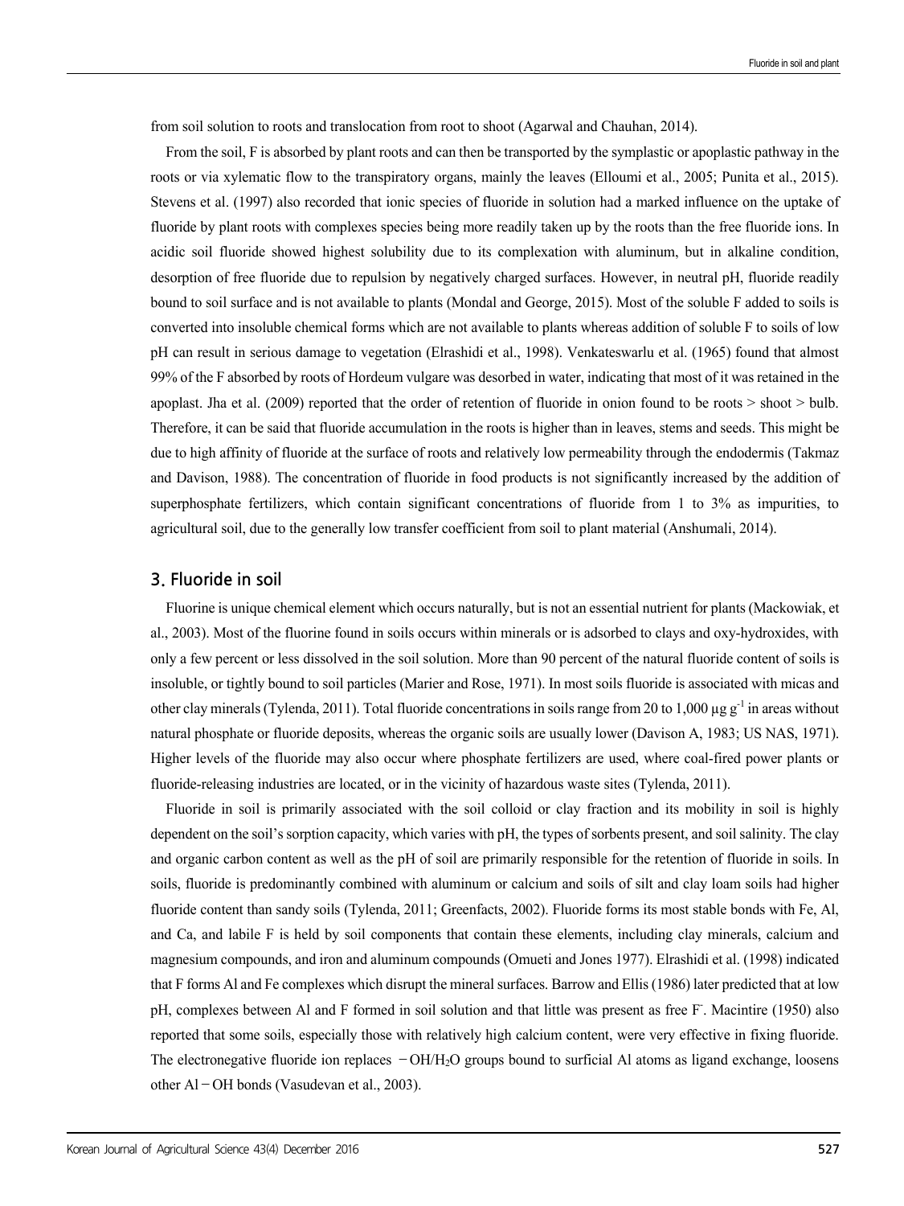from soil solution to roots and translocation from root to shoot (Agarwal and Chauhan, 2014).

From the soil, F is absorbed by plant roots and can then be transported by the symplastic or apoplastic pathway in the roots or via xylematic flow to the transpiratory organs, mainly the leaves (Elloumi et al., 2005; Punita et al., 2015). Stevens et al. (1997) also recorded that ionic species of fluoride in solution had a marked influence on the uptake of fluoride by plant roots with complexes species being more readily taken up by the roots than the free fluoride ions. In acidic soil fluoride showed highest solubility due to its complexation with aluminum, but in alkaline condition, desorption of free fluoride due to repulsion by negatively charged surfaces. However, in neutral pH, fluoride readily bound to soil surface and is not available to plants (Mondal and George, 2015). Most of the soluble F added to soils is converted into insoluble chemical forms which are not available to plants whereas addition of soluble F to soils of low pH can result in serious damage to vegetation (Elrashidi et al., 1998). Venkateswarlu et al. (1965) found that almost 99% of the F absorbed by roots of Hordeum vulgare was desorbed in water, indicating that most of it was retained in the apoplast. Jha et al. (2009) reported that the order of retention of fluoride in onion found to be roots > shoot > bulb. Therefore, it can be said that fluoride accumulation in the roots is higher than in leaves, stems and seeds. This might be due to high affinity of fluoride at the surface of roots and relatively low permeability through the endodermis (Takmaz and Davison, 1988). The concentration of fluoride in food products is not significantly increased by the addition of superphosphate fertilizers, which contain significant concentrations of fluoride from 1 to 3% as impurities, to agricultural soil, due to the generally low transfer coefficient from soil to plant material (Anshumali, 2014).

## 3. Fluoride in soil

Fluorine is unique chemical element which occurs naturally, but is not an essential nutrient for plants (Mackowiak, et al., 2003). Most of the fluorine found in soils occurs within minerals or is adsorbed to clays and oxy-hydroxides, with only a few percent or less dissolved in the soil solution. More than 90 percent of the natural fluoride content of soils is insoluble, or tightly bound to soil particles (Marier and Rose, 1971). In most soils fluoride is associated with micas and other clay minerals (Tylenda, 2011). Total fluoride concentrations in soils range from 20 to 1,000 $\mu g\ g^{-1}$ in areas without natural phosphate or fluoride deposits, whereas the organic soils are usually lower (Davison A, 1983; US NAS, 1971). Higher levels of the fluoride may also occur where phosphate fertilizers are used, where coal-fired power plants or fluoride-releasing industries are located, or in the vicinity of hazardous waste sites (Tylenda, 2011).

Fluoride in soil is primarily associated with the soil colloid or clay fraction and its mobility in soil is highly dependent on the soil's sorption capacity, which varies with pH, the types of sorbents present, and soil salinity. The clay and organic carbon content as well as the pH of soil are primarily responsible for the retention of fluoride in soils. In soils, fluoride is predominantly combined with aluminum or calcium and soils of silt and clay loam soils had higher fluoride content than sandy soils (Tylenda, 2011; Greenfacts, 2002). Fluoride forms its most stable bonds with Fe, Al, and Ca, and labile F is held by soil components that contain these elements, including clay minerals, calcium and magnesium compounds, and iron and aluminum compounds (Omueti and Jones 1977). Elrashidi et al. (1998) indicated that F forms Al and Fe complexes which disrupt the mineral surfaces. Barrow and Ellis (1986) later predicted that at low pH, complexes between Al and F formed in soil solution and that little was present as free $F^-$. Macintire (1950) also reported that some soils, especially those with relatively high calcium content, were very effective in fixing fluoride. The electronegative fluoride ion replaces $-OH/H_2O$ groups bound to surficial Al atoms as ligand exchange, loosens other Al$-$OH bonds (Vasudevan et al., 2003).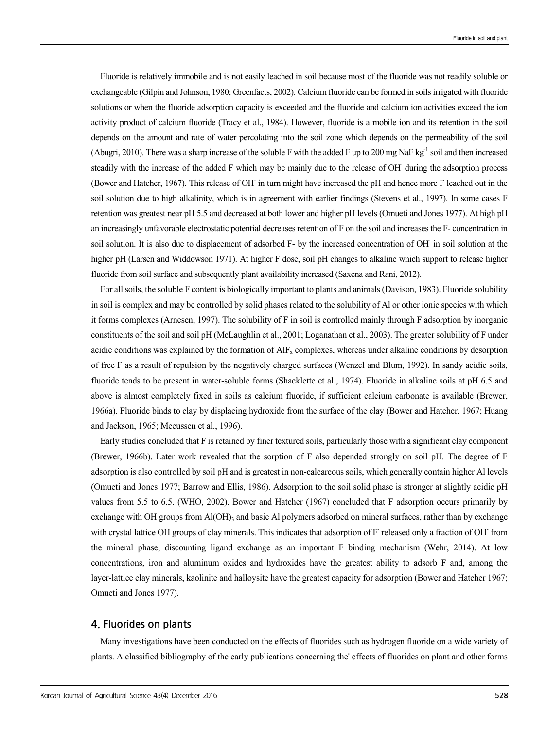Fluoride is relatively immobile and is not easily leached in soil because most of the fluoride was not readily soluble or exchangeable (Gilpin and Johnson, 1980; Greenfacts, 2002). Calcium fluoride can be formed in soils irrigated with fluoride solutions or when the fluoride adsorption capacity is exceeded and the fluoride and calcium ion activities exceed the ion activity product of calcium fluoride (Tracy et al., 1984). However, fluoride is a mobile ion and its retention in the soil depends on the amount and rate of water percolating into the soil zone which depends on the permeability of the soil (Abugri, 2010). There was a sharp increase of the soluble F with the added F up to 200 mg NaF $kg^{-1}$ soil and then increased steadily with the increase of the added F which may be mainly due to the release of $OH^-$ during the adsorption process (Bower and Hatcher, 1967). This release of $OH^-$ in turn might have increased the pH and hence more F leached out in the soil solution due to high alkalinity, which is in agreement with earlier findings (Stevens et al., 1997). In some cases F retention was greatest near pH 5.5 and decreased at both lower and higher pH levels (Omueti and Jones 1977). At high pH an increasingly unfavorable electrostatic potential decreases retention of F on the soil and increases the F- concentration in soil solution. It is also due to displacement of adsorbed F- by the increased concentration of $OH^-$ in soil solution at the higher pH (Larsen and Widdowson 1971). At higher F dose, soil pH changes to alkaline which support to release higher fluoride from soil surface and subsequently plant availability increased (Saxena and Rani, 2012).

For all soils, the soluble F content is biologically important to plants and animals (Davison, 1983). Fluoride solubility in soil is complex and may be controlled by solid phases related to the solubility of Al or other ionic species with which it forms complexes (Arnesen, 1997). The solubility of F in soil is controlled mainly through F adsorption by inorganic constituents of the soil and soil pH (McLaughlin et al., 2001; Loganathan et al., 2003). The greater solubility of F under acidic conditions was explained by the formation of $AlF_x$ complexes, whereas under alkaline conditions by desorption of free F as a result of repulsion by the negatively charged surfaces (Wenzel and Blum, 1992). In sandy acidic soils, fluoride tends to be present in water-soluble forms (Shacklette et al., 1974). Fluoride in alkaline soils at pH 6.5 and above is almost completely fixed in soils as calcium fluoride, if sufficient calcium carbonate is available (Brewer, 1966a). Fluoride binds to clay by displacing hydroxide from the surface of the clay (Bower and Hatcher, 1967; Huang and Jackson, 1965; Meeussen et al., 1996).

Early studies concluded that F is retained by finer textured soils, particularly those with a significant clay component (Brewer, 1966b). Later work revealed that the sorption of F also depended strongly on soil pH. The degree of F adsorption is also controlled by soil pH and is greatest in non-calcareous soils, which generally contain higher Al levels (Omueti and Jones 1977; Barrow and Ellis, 1986). Adsorption to the soil solid phase is stronger at slightly acidic pH values from 5.5 to 6.5. (WHO, 2002). Bower and Hatcher (1967) concluded that F adsorption occurs primarily by exchange with OH groups from $Al(OH)_3$ and basic Al polymers adsorbed on mineral surfaces, rather than by exchange with crystal lattice OH groups of clay minerals. This indicates that adsorption of $F^-$ released only a fraction of $OH^-$ from the mineral phase, discounting ligand exchange as an important F binding mechanism (Wehr, 2014). At low concentrations, iron and aluminum oxides and hydroxides have the greatest ability to adsorb F and, among the layer-lattice clay minerals, kaolinite and halloysite have the greatest capacity for adsorption (Bower and Hatcher 1967; Omueti and Jones 1977).

## 4. Fluorides on plants

Many investigations have been conducted on the effects of fluorides such as hydrogen fluoride on a wide variety of plants. A classified bibliography of the early publications concerning the' effects of fluorides on plant and other forms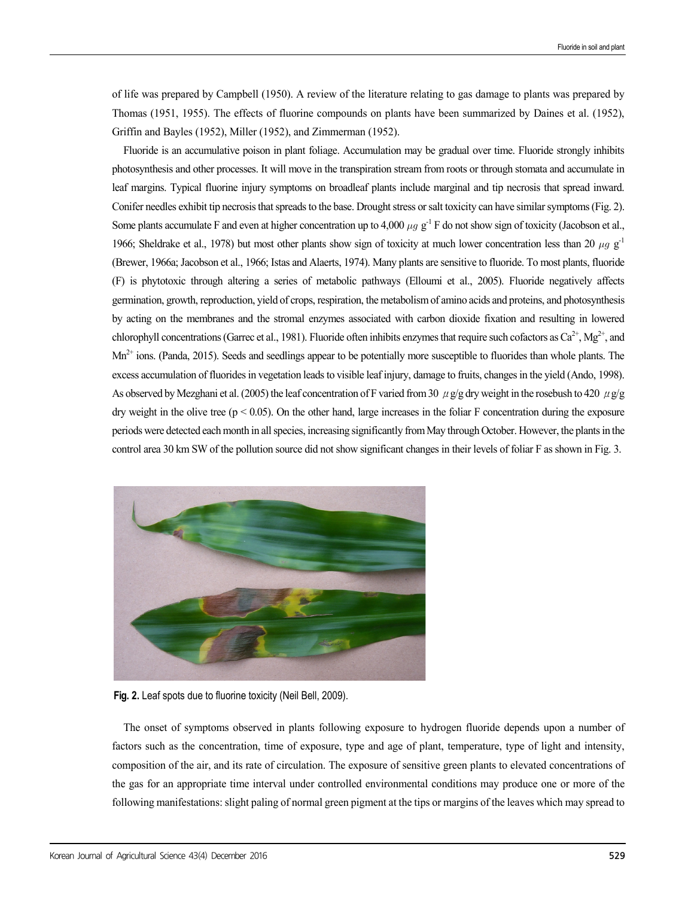of life was prepared by Campbell (1950). A review of the literature relating to gas damage to plants was prepared by Thomas (1951, 1955). The effects of fluorine compounds on plants have been summarized by Daines et al. (1952), Griffin and Bayles (1952), Miller (1952), and Zimmerman (1952).

Fluoride is an accumulative poison in plant foliage. Accumulation may be gradual over time. Fluoride strongly inhibits photosynthesis and other processes. It will move in the transpiration stream from roots or through stomata and accumulate in leaf margins. Typical fluorine injury symptoms on broadleaf plants include marginal and tip necrosis that spread inward. Conifer needles exhibit tip necrosis that spreads to the base. Drought stress or salt toxicity can have similar symptoms (Fig. 2). Some plants accumulate F and even at higher concentration up to 4,000 $\mu g$ $g^{-1}$ F do not show sign of toxicity (Jacobson et al., 1966; Sheldrake et al., 1978) but most other plants show sign of toxicity at much lower concentration less than 20 $\mu g$ $g^{-1}$ (Brewer, 1966a; Jacobson et al., 1966; Istas and Alaerts, 1974). Many plants are sensitive to fluoride. To most plants, fluoride (F) is phytotoxic through altering a series of metabolic pathways (Elloumi et al., 2005). Fluoride negatively affects germination, growth, reproduction, yield of crops, respiration, the metabolism of amino acids and proteins, and photosynthesis by acting on the membranes and the stromal enzymes associated with carbon dioxide fixation and resulting in lowered chlorophyll concentrations (Garrec et al., 1981). Fluoride often inhibits enzymes that require such cofactors as $Ca^{2+}$, $Mg^{2+}$, and $Mn^{2+}$ ions. (Panda, 2015). Seeds and seedlings appear to be potentially more susceptible to fluorides than whole plants. The excess accumulation of fluorides in vegetation leads to visible leaf injury, damage to fruits, changes in the yield (Ando, 1998). As observed by Mezghani et al. (2005) the leaf concentration of F varied from 30 $\mu$g/g dry weight in the rosebush to 420 $\mu$g/g dry weight in the olive tree ($p < 0.05$). On the other hand, large increases in the foliar F concentration during the exposure periods were detected each month in all species, increasing significantly from May through October. However, the plants in the control area 30 km SW of the pollution source did not show significant changes in their levels of foliar F as shown in Fig. 3.

**Fig. 2.** Leaf spots due to fluorine toxicity (Neil Bell, 2009).

The onset of symptoms observed in plants following exposure to hydrogen fluoride depends upon a number of factors such as the concentration, time of exposure, type and age of plant, temperature, type of light and intensity, composition of the air, and its rate of circulation. The exposure of sensitive green plants to elevated concentrations of the gas for an appropriate time interval under controlled environmental conditions may produce one or more of the following manifestations: slight paling of normal green pigment at the tips or margins of the leaves which may spread to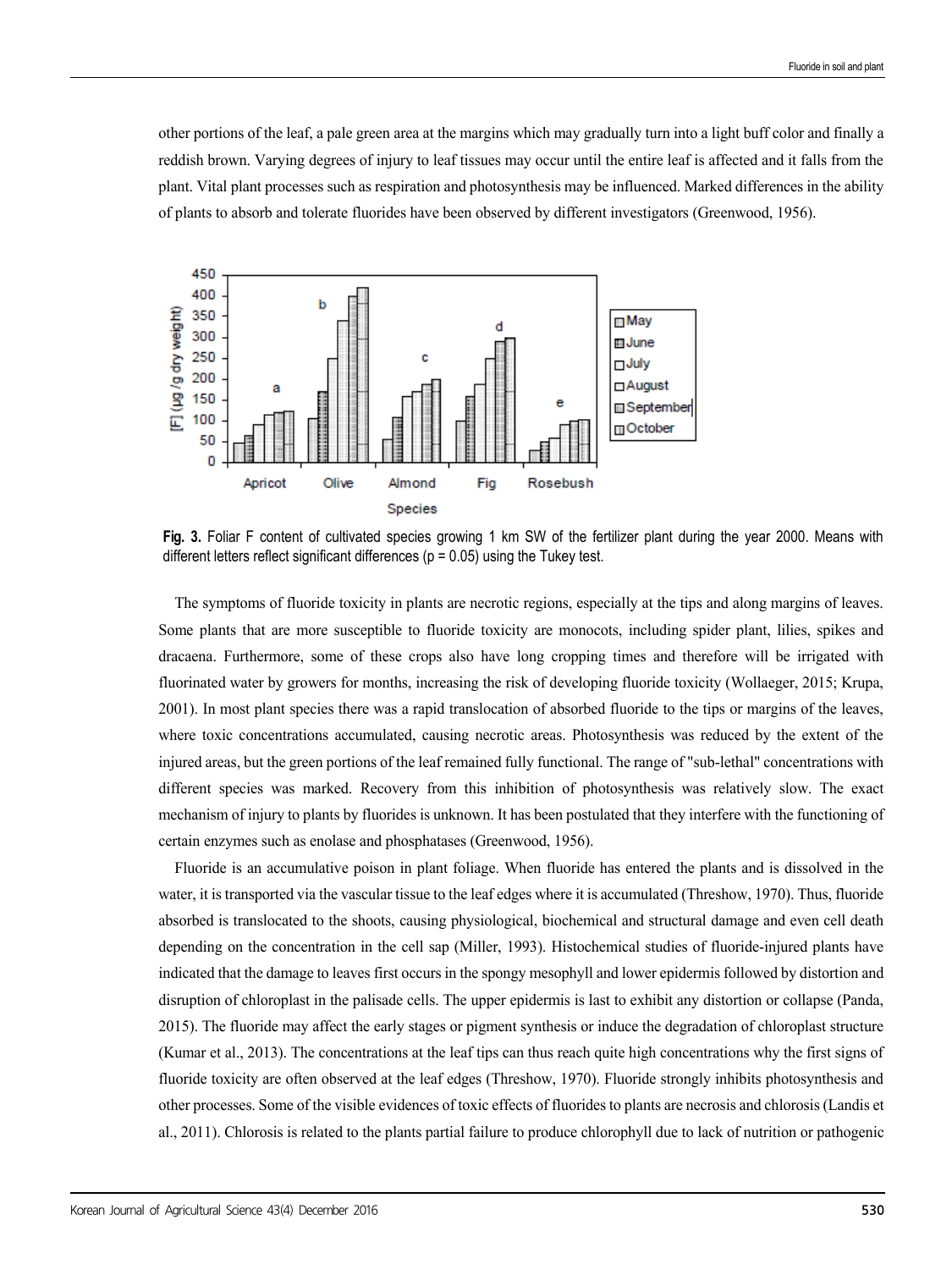other portions of the leaf, a pale green area at the margins which may gradually turn into a light buff color and finally a reddish brown. Varying degrees of injury to leaf tissues may occur until the entire leaf is affected and it falls from the plant. Vital plant processes such as respiration and photosynthesis may be influenced. Marked differences in the ability of plants to absorb and tolerate fluorides have been observed by different investigators (Greenwood, 1956).

**Fig. 3.** Foliar F content of cultivated species growing 1 km SW of the fertilizer plant during the year 2000. Means with different letters reflect significant differences (p = 0.05) using the Tukey test.

The symptoms of fluoride toxicity in plants are necrotic regions, especially at the tips and along margins of leaves. Some plants that are more susceptible to fluoride toxicity are monocots, including spider plant, lilies, spikes and dracaena. Furthermore, some of these crops also have long cropping times and therefore will be irrigated with fluorinated water by growers for months, increasing the risk of developing fluoride toxicity (Wollaeger, 2015; Krupa, 2001). In most plant species there was a rapid translocation of absorbed fluoride to the tips or margins of the leaves, where toxic concentrations accumulated, causing necrotic areas. Photosynthesis was reduced by the extent of the injured areas, but the green portions of the leaf remained fully functional. The range of "sub-lethal" concentrations with different species was marked. Recovery from this inhibition of photosynthesis was relatively slow. The exact mechanism of injury to plants by fluorides is unknown. It has been postulated that they interfere with the functioning of certain enzymes such as enolase and phosphatases (Greenwood, 1956).

Fluoride is an accumulative poison in plant foliage. When fluoride has entered the plants and is dissolved in the water, it is transported via the vascular tissue to the leaf edges where it is accumulated (Threshow, 1970). Thus, fluoride absorbed is translocated to the shoots, causing physiological, biochemical and structural damage and even cell death depending on the concentration in the cell sap (Miller, 1993). Histochemical studies of fluoride-injured plants have indicated that the damage to leaves first occurs in the spongy mesophyll and lower epidermis followed by distortion and disruption of chloroplast in the palisade cells. The upper epidermis is last to exhibit any distortion or collapse (Panda, 2015). The fluoride may affect the early stages or pigment synthesis or induce the degradation of chloroplast structure (Kumar et al., 2013). The concentrations at the leaf tips can thus reach quite high concentrations why the first signs of fluoride toxicity are often observed at the leaf edges (Threshow, 1970). Fluoride strongly inhibits photosynthesis and other processes. Some of the visible evidences of toxic effects of fluorides to plants are necrosis and chlorosis (Landis et al., 2011). Chlorosis is related to the plants partial failure to produce chlorophyll due to lack of nutrition or pathogenic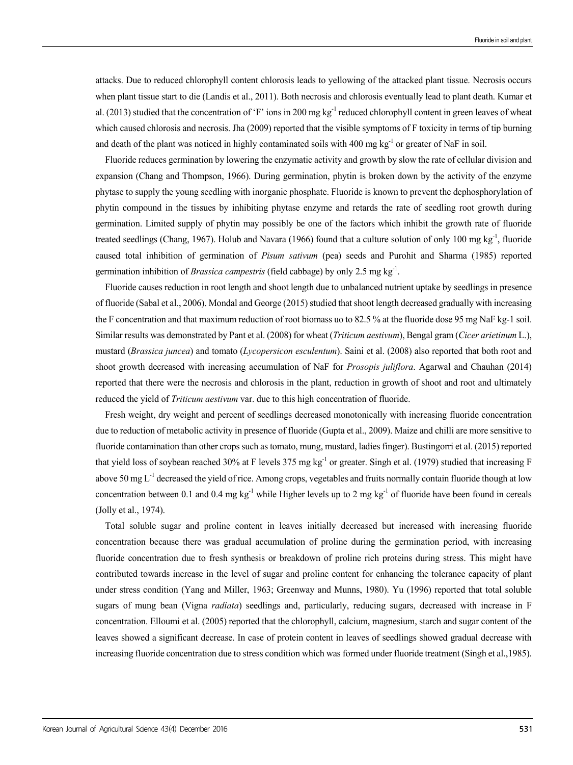attacks. Due to reduced chlorophyll content chlorosis leads to yellowing of the attacked plant tissue. Necrosis occurs when plant tissue start to die (Landis et al., 2011). Both necrosis and chlorosis eventually lead to plant death. Kumar et al. (2013) studied that the concentration of 'F' ions in 200 mg $kg^{-1}$ reduced chlorophyll content in green leaves of wheat which caused chlorosis and necrosis. Jha (2009) reported that the visible symptoms of F toxicity in terms of tip burning and death of the plant was noticed in highly contaminated soils with 400 mg $kg^{-1}$ or greater of NaF in soil.

Fluoride reduces germination by lowering the enzymatic activity and growth by slow the rate of cellular division and expansion (Chang and Thompson, 1966). During germination, phytin is broken down by the activity of the enzyme phytase to supply the young seedling with inorganic phosphate. Fluoride is known to prevent the dephosphorylation of phytin compound in the tissues by inhibiting phytase enzyme and retards the rate of seedling root growth during germination. Limited supply of phytin may possibly be one of the factors which inhibit the growth rate of fluoride treated seedlings (Chang, 1967). Holub and Navara (1966) found that a culture solution of only 100 mg $kg^{-1}$, fluoride caused total inhibition of germination of *Pisum sativum* (pea) seeds and Purohit and Sharma (1985) reported germination inhibition of *Brassica campestris* (field cabbage) by only 2.5 mg $kg^{-1}$.

Fluoride causes reduction in root length and shoot length due to unbalanced nutrient uptake by seedlings in presence of fluoride (Sabal et al., 2006). Mondal and George (2015) studied that shoot length decreased gradually with increasing the F concentration and that maximum reduction of root biomass uo to 82.5 % at the fluoride dose 95 mg NaF kg-1 soil. Similar results was demonstrated by Pant et al. (2008) for wheat (*Triticum aestivum*), Bengal gram (*Cicer arietinum* L.), mustard (*Brassica juncea*) and tomato (*Lycopersicon esculentum*). Saini et al. (2008) also reported that both root and shoot growth decreased with increasing accumulation of NaF for *Prosopis juliflora*. Agarwal and Chauhan (2014) reported that there were the necrosis and chlorosis in the plant, reduction in growth of shoot and root and ultimately reduced the yield of *Triticum aestivum* var. due to this high concentration of fluoride.

Fresh weight, dry weight and percent of seedlings decreased monotonically with increasing fluoride concentration due to reduction of metabolic activity in presence of fluoride (Gupta et al., 2009). Maize and chilli are more sensitive to fluoride contamination than other crops such as tomato, mung, mustard, ladies finger). Bustingorri et al. (2015) reported that yield loss of soybean reached 30% at F levels 375 mg $kg^{-1}$ or greater. Singh et al. (1979) studied that increasing F above 50 mg $L^{-1}$ decreased the yield of rice. Among crops, vegetables and fruits normally contain fluoride though at low concentration between 0.1 and 0.4 mg $kg^{-1}$ while Higher levels up to 2 mg $kg^{-1}$ of fluoride have been found in cereals (Jolly et al., 1974).

Total soluble sugar and proline content in leaves initially decreased but increased with increasing fluoride concentration because there was gradual accumulation of proline during the germination period, with increasing fluoride concentration due to fresh synthesis or breakdown of proline rich proteins during stress. This might have contributed towards increase in the level of sugar and proline content for enhancing the tolerance capacity of plant under stress condition (Yang and Miller, 1963; Greenway and Munns, 1980). Yu (1996) reported that total soluble sugars of mung bean (Vigna *radiata*) seedlings and, particularly, reducing sugars, decreased with increase in F concentration. Elloumi et al. (2005) reported that the chlorophyll, calcium, magnesium, starch and sugar content of the leaves showed a significant decrease. In case of protein content in leaves of seedlings showed gradual decrease with increasing fluoride concentration due to stress condition which was formed under fluoride treatment (Singh et al.,1985).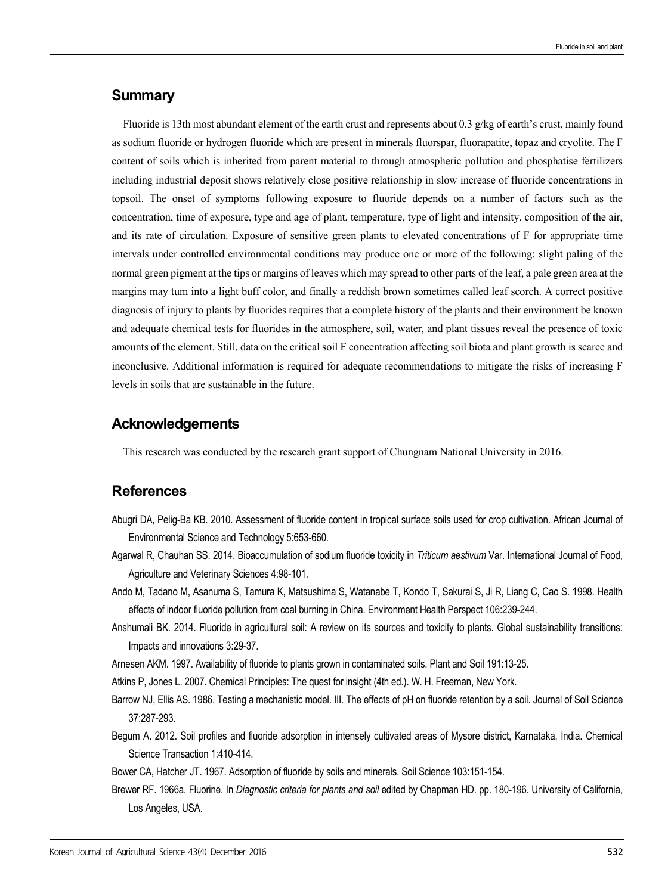## Summary

Fluoride is 13th most abundant element of the earth crust and represents about 0.3 g/kg of earth's crust, mainly found as sodium fluoride or hydrogen fluoride which are present in minerals fluorspar, fluorapatite, topaz and cryolite. The F content of soils which is inherited from parent material to through atmospheric pollution and phosphatise fertilizers including industrial deposit shows relatively close positive relationship in slow increase of fluoride concentrations in topsoil. The onset of symptoms following exposure to fluoride depends on a number of factors such as the concentration, time of exposure, type and age of plant, temperature, type of light and intensity, composition of the air, and its rate of circulation. Exposure of sensitive green plants to elevated concentrations of F for appropriate time intervals under controlled environmental conditions may produce one or more of the following: slight paling of the normal green pigment at the tips or margins of leaves which may spread to other parts of the leaf, a pale green area at the margins may tum into a light buff color, and finally a reddish brown sometimes called leaf scorch. A correct positive diagnosis of injury to plants by fluorides requires that a complete history of the plants and their environment be known and adequate chemical tests for fluorides in the atmosphere, soil, water, and plant tissues reveal the presence of toxic amounts of the element. Still, data on the critical soil F concentration affecting soil biota and plant growth is scarce and inconclusive. Additional information is required for adequate recommendations to mitigate the risks of increasing F levels in soils that are sustainable in the future.

## Acknowledgements

This research was conducted by the research grant support of Chungnam National University in 2016.

## References

Abugri DA, Pelig-Ba KB. 2010. Assessment of fluoride content in tropical surface soils used for crop cultivation. African Journal of Environmental Science and Technology 5:653-660.

Agarwal R, Chauhan SS. 2014. Bioaccumulation of sodium fluoride toxicity in *Triticum aestivum* Var. International Journal of Food, Agriculture and Veterinary Sciences 4:98-101.

Ando M, Tadano M, Asanuma S, Tamura K, Matsushima S, Watanabe T, Kondo T, Sakurai S, Ji R, Liang C, Cao S. 1998. Health effects of indoor fluoride pollution from coal burning in China. Environment Health Perspect 106:239-244.

Anshumali BK. 2014. Fluoride in agricultural soil: A review on its sources and toxicity to plants. Global sustainability transitions: Impacts and innovations 3:29-37.

Arnesen AKM. 1997. Availability of fluoride to plants grown in contaminated soils. Plant and Soil 191:13-25.

Atkins P, Jones L. 2007. Chemical Principles: The quest for insight (4th ed.). W. H. Freeman, New York.

Barrow NJ, Ellis AS. 1986. Testing a mechanistic model. III. The effects of pH on fluoride retention by a soil. Journal of Soil Science 37:287-293.

Begum A. 2012. Soil profiles and fluoride adsorption in intensely cultivated areas of Mysore district, Karnataka, India. Chemical Science Transaction 1:410-414.

Bower CA, Hatcher JT. 1967. Adsorption of fluoride by soils and minerals. Soil Science 103:151-154.

Brewer RF. 1966a. Fluorine. In *Diagnostic criteria for plants and soil* edited by Chapman HD. pp. 180-196. University of California, Los Angeles, USA.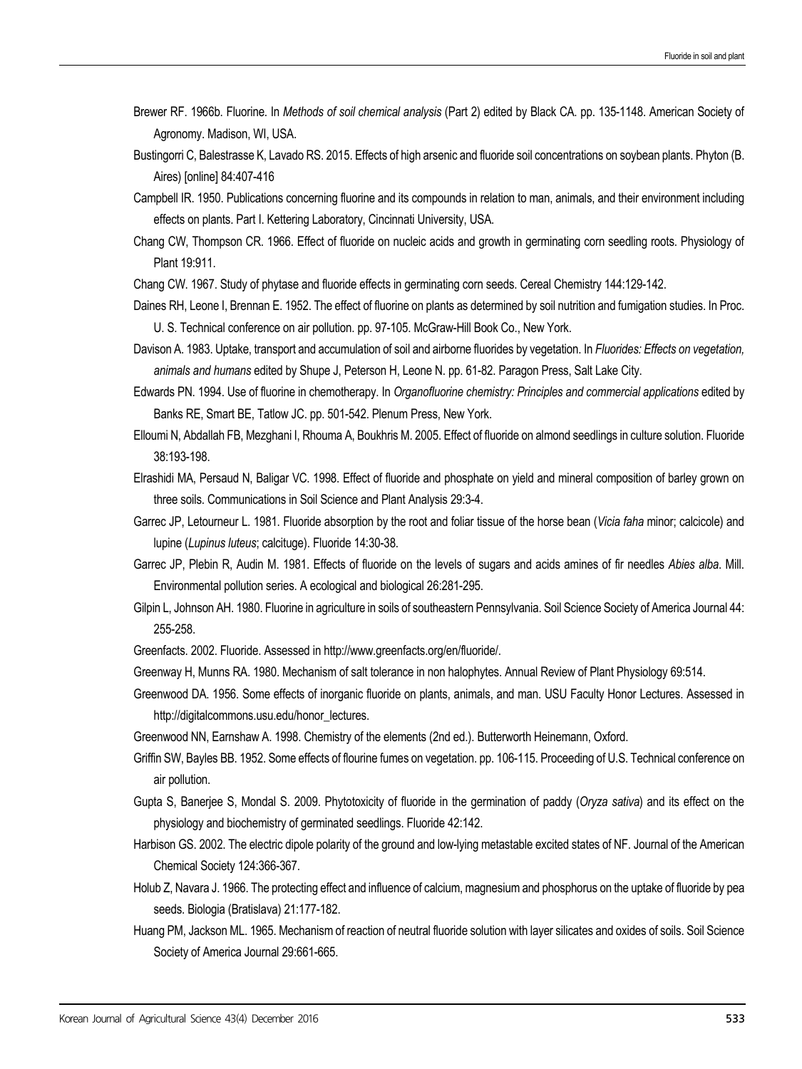Brewer RF. 1966b. Fluorine. In *Methods of soil chemical analysis* (Part 2) edited by Black CA. pp. 135-1148. American Society of Agronomy. Madison, WI, USA.

Bustingorri C, Balestrasse K, Lavado RS. 2015. Effects of high arsenic and fluoride soil concentrations on soybean plants. Phyton (B. Aires) [online] 84:407-416

Campbell IR. 1950. Publications concerning fluorine and its compounds in relation to man, animals, and their environment including effects on plants. Part I. Kettering Laboratory, Cincinnati University, USA.

Chang CW, Thompson CR. 1966. Effect of fluoride on nucleic acids and growth in germinating corn seedling roots. Physiology of Plant 19:911.

Chang CW. 1967. Study of phytase and fluoride effects in germinating corn seeds. Cereal Chemistry 144:129-142.

Daines RH, Leone I, Brennan E. 1952. The effect of fluorine on plants as determined by soil nutrition and fumigation studies. In Proc. U. S. Technical conference on air pollution. pp. 97-105. McGraw-Hill Book Co., New York.

Davison A. 1983. Uptake, transport and accumulation of soil and airborne fluorides by vegetation. In *Fluorides: Effects on vegetation, animals and humans* edited by Shupe J, Peterson H, Leone N. pp. 61-82. Paragon Press, Salt Lake City.

Edwards PN. 1994. Use of fluorine in chemotherapy. In *Organofluorine chemistry: Principles and commercial applications* edited by Banks RE, Smart BE, Tatlow JC. pp. 501-542. Plenum Press, New York.

Elloumi N, Abdallah FB, Mezghani I, Rhouma A, Boukhris M. 2005. Effect of fluoride on almond seedlings in culture solution. Fluoride 38:193-198.

Elrashidi MA, Persaud N, Baligar VC. 1998. Effect of fluoride and phosphate on yield and mineral composition of barley grown on three soils. Communications in Soil Science and Plant Analysis 29:3-4.

Garrec JP, Letourneur L. 1981. Fluoride absorption by the root and foliar tissue of the horse bean (*Vicia faha* minor; calcicole) and lupine (*Lupinus luteus*; calcituge). Fluoride 14:30-38.

Garrec JP, Plebin R, Audin M. 1981. Effects of fluoride on the levels of sugars and acids amines of fir needles *Abies alba*. Mill. Environmental pollution series. A ecological and biological 26:281-295.

Gilpin L, Johnson AH. 1980. Fluorine in agriculture in soils of southeastern Pennsylvania. Soil Science Society of America Journal 44: 255-258.

Greenfacts. 2002. Fluoride. Assessed in http://www.greenfacts.org/en/fluoride/.

Greenway H, Munns RA. 1980. Mechanism of salt tolerance in non halophytes. Annual Review of Plant Physiology 69:514.

Greenwood DA. 1956. Some effects of inorganic fluoride on plants, animals, and man. USU Faculty Honor Lectures. Assessed in http://digitalcommons.usu.edu/honor_lectures.

Greenwood NN, Earnshaw A. 1998. Chemistry of the elements (2nd ed.). Butterworth Heinemann, Oxford.

Griffin SW, Bayles BB. 1952. Some effects of flourine fumes on vegetation. pp. 106-115. Proceeding of U.S. Technical conference on air pollution.

Gupta S, Banerjee S, Mondal S. 2009. Phytotoxicity of fluoride in the germination of paddy (*Oryza sativa*) and its effect on the physiology and biochemistry of germinated seedlings. Fluoride 42:142.

Harbison GS. 2002. The electric dipole polarity of the ground and low-lying metastable excited states of NF. Journal of the American Chemical Society 124:366-367.

Holub Z, Navara J. 1966. The protecting effect and influence of calcium, magnesium and phosphorus on the uptake of fluoride by pea seeds. Biologia (Bratislava) 21:177-182.

Huang PM, Jackson ML. 1965. Mechanism of reaction of neutral fluoride solution with layer silicates and oxides of soils. Soil Science Society of America Journal 29:661-665.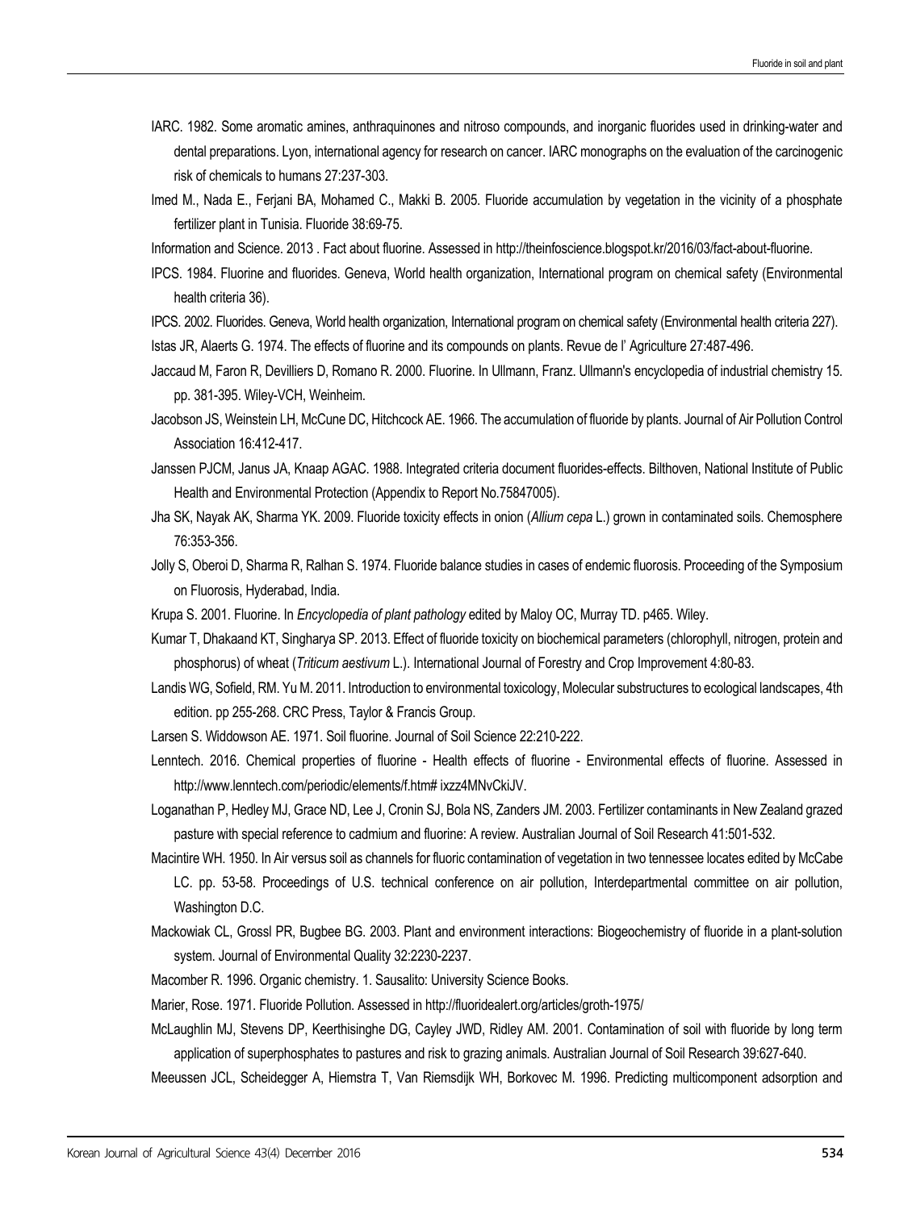IARC. 1982. Some aromatic amines, anthraquinones and nitroso compounds, and inorganic fluorides used in drinking-water and dental preparations. Lyon, international agency for research on cancer. IARC monographs on the evaluation of the carcinogenic risk of chemicals to humans 27:237-303.

Imed M., Nada E., Ferjani BA, Mohamed C., Makki B. 2005. Fluoride accumulation by vegetation in the vicinity of a phosphate fertilizer plant in Tunisia. Fluoride 38:69-75.

Information and Science. 2013 . Fact about fluorine. Assessed in http://theinfoscience.blogspot.kr/2016/03/fact-about-fluorine.

IPCS. 1984. Fluorine and fluorides. Geneva, World health organization, International program on chemical safety (Environmental health criteria 36).

IPCS. 2002. Fluorides. Geneva, World health organization, International program on chemical safety (Environmental health criteria 227).

Istas JR, Alaerts G. 1974. The effects of fluorine and its compounds on plants. Revue de l' Agriculture 27:487-496.

Jaccaud M, Faron R, Devilliers D, Romano R. 2000. Fluorine. In Ullmann, Franz. Ullmann's encyclopedia of industrial chemistry 15. pp. 381-395. Wiley-VCH, Weinheim.

Jacobson JS, Weinstein LH, McCune DC, Hitchcock AE. 1966. The accumulation of fluoride by plants. Journal of Air Pollution Control Association 16:412-417.

Janssen PJCM, Janus JA, Knaap AGAC. 1988. Integrated criteria document fluorides-effects. Bilthoven, National Institute of Public Health and Environmental Protection (Appendix to Report No.75847005).

Jha SK, Nayak AK, Sharma YK. 2009. Fluoride toxicity effects in onion (*Allium cepa* L.) grown in contaminated soils. Chemosphere 76:353-356.

Jolly S, Oberoi D, Sharma R, Ralhan S. 1974. Fluoride balance studies in cases of endemic fluorosis. Proceeding of the Symposium on Fluorosis, Hyderabad, India.

Krupa S. 2001. Fluorine. In *Encyclopedia of plant pathology* edited by Maloy OC, Murray TD. p465. Wiley.

Kumar T, Dhakaand KT, Singharya SP. 2013. Effect of fluoride toxicity on biochemical parameters (chlorophyll, nitrogen, protein and phosphorus) of wheat (*Triticum aestivum* L.). International Journal of Forestry and Crop Improvement 4:80-83.

Landis WG, Sofield, RM. Yu M. 2011. Introduction to environmental toxicology, Molecular substructures to ecological landscapes, 4th edition. pp 255-268. CRC Press, Taylor & Francis Group.

Larsen S. Widdowson AE. 1971. Soil fluorine. Journal of Soil Science 22:210-222.

Lenntech. 2016. Chemical properties of fluorine - Health effects of fluorine - Environmental effects of fluorine. Assessed in http://www.lenntech.com/periodic/elements/f.htm# ixzz4MNvCkiJV.

Loganathan P, Hedley MJ, Grace ND, Lee J, Cronin SJ, Bola NS, Zanders JM. 2003. Fertilizer contaminants in New Zealand grazed pasture with special reference to cadmium and fluorine: A review. Australian Journal of Soil Research 41:501-532.

Macintire WH. 1950. In Air versus soil as channels for fluoric contamination of vegetation in two tennessee locates edited by McCabe LC. pp. 53-58. Proceedings of U.S. technical conference on air pollution, Interdepartmental committee on air pollution, Washington D.C.

Mackowiak CL, Grossl PR, Bugbee BG. 2003. Plant and environment interactions: Biogeochemistry of fluoride in a plant-solution system. Journal of Environmental Quality 32:2230-2237.

Macomber R. 1996. Organic chemistry. 1. Sausalito: University Science Books.

Marier, Rose. 1971. Fluoride Pollution. Assessed in http://fluoridealert.org/articles/groth-1975/

McLaughlin MJ, Stevens DP, Keerthisinghe DG, Cayley JWD, Ridley AM. 2001. Contamination of soil with fluoride by long term application of superphosphates to pastures and risk to grazing animals. Australian Journal of Soil Research 39:627-640.

Meeussen JCL, Scheidegger A, Hiemstra T, Van Riemsdijk WH, Borkovec M. 1996. Predicting multicomponent adsorption and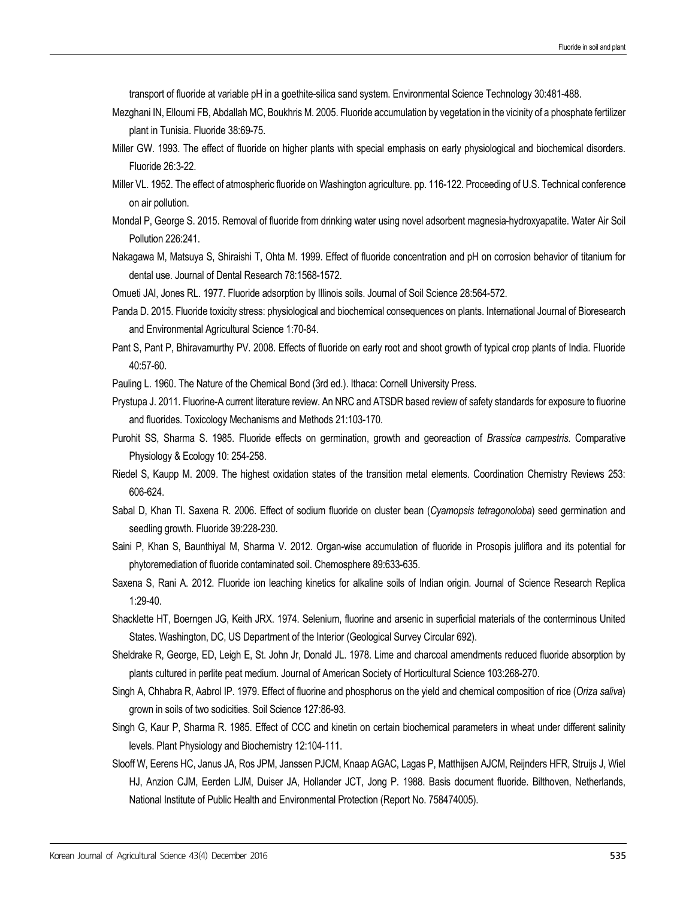transport of fluoride at variable pH in a goethite-silica sand system. Environmental Science Technology 30:481-488.

Mezghani IN, Elloumi FB, Abdallah MC, Boukhris M. 2005. Fluoride accumulation by vegetation in the vicinity of a phosphate fertilizer plant in Tunisia. Fluoride 38:69-75.

Miller GW. 1993. The effect of fluoride on higher plants with special emphasis on early physiological and biochemical disorders. Fluoride 26:3-22.

Miller VL. 1952. The effect of atmospheric fluoride on Washington agriculture. pp. 116-122. Proceeding of U.S. Technical conference on air pollution.

Mondal P, George S. 2015. Removal of fluoride from drinking water using novel adsorbent magnesia-hydroxyapatite. Water Air Soil Pollution 226:241.

Nakagawa M, Matsuya S, Shiraishi T, Ohta M. 1999. Effect of fluoride concentration and pH on corrosion behavior of titanium for dental use. Journal of Dental Research 78:1568-1572.

Omueti JAI, Jones RL. 1977. Fluoride adsorption by Illinois soils. Journal of Soil Science 28:564-572.

Panda D. 2015. Fluoride toxicity stress: physiological and biochemical consequences on plants. International Journal of Bioresearch and Environmental Agricultural Science 1:70-84.

Pant S, Pant P, Bhiravamurthy PV. 2008. Effects of fluoride on early root and shoot growth of typical crop plants of India. Fluoride 40:57-60.

Pauling L. 1960. The Nature of the Chemical Bond (3rd ed.). Ithaca: Cornell University Press.

Prystupa J. 2011. Fluorine-A current literature review. An NRC and ATSDR based review of safety standards for exposure to fluorine and fluorides. Toxicology Mechanisms and Methods 21:103-170.

Purohit SS, Sharma S. 1985. Fluoride effects on germination, growth and georeaction of *Brassica campestris*. Comparative Physiology & Ecology 10: 254-258.

Riedel S, Kaupp M. 2009. The highest oxidation states of the transition metal elements. Coordination Chemistry Reviews 253: 606-624.

Sabal D, Khan TI. Saxena R. 2006. Effect of sodium fluoride on cluster bean (*Cyamopsis tetragonoloba*) seed germination and seedling growth. Fluoride 39:228-230.

Saini P, Khan S, Baunthiyal M, Sharma V. 2012. Organ-wise accumulation of fluoride in Prosopis juliflora and its potential for phytoremediation of fluoride contaminated soil. Chemosphere 89:633-635.

Saxena S, Rani A. 2012. Fluoride ion leaching kinetics for alkaline soils of Indian origin. Journal of Science Research Replica 1:29-40.

Shacklette HT, Boerngen JG, Keith JRX. 1974. Selenium, fluorine and arsenic in superficial materials of the conterminous United States. Washington, DC, US Department of the Interior (Geological Survey Circular 692).

Sheldrake R, George, ED, Leigh E, St. John Jr, Donald JL. 1978. Lime and charcoal amendments reduced fluoride absorption by plants cultured in perlite peat medium. Journal of American Society of Horticultural Science 103:268-270.

Singh A, Chhabra R, Aabrol IP. 1979. Effect of fluorine and phosphorus on the yield and chemical composition of rice (*Oriza saliva*) grown in soils of two sodicities. Soil Science 127:86-93.

Singh G, Kaur P, Sharma R. 1985. Effect of CCC and kinetin on certain biochemical parameters in wheat under different salinity levels. Plant Physiology and Biochemistry 12:104-111.

Slooff W, Eerens HC, Janus JA, Ros JPM, Janssen PJCM, Knaap AGAC, Lagas P, Matthijsen AJCM, Reijnders HFR, Struijs J, Wiel HJ, Anzion CJM, Eerden LJM, Duiser JA, Hollander JCT, Jong P. 1988. Basis document fluoride. Bilthoven, Netherlands, National Institute of Public Health and Environmental Protection (Report No. 758474005).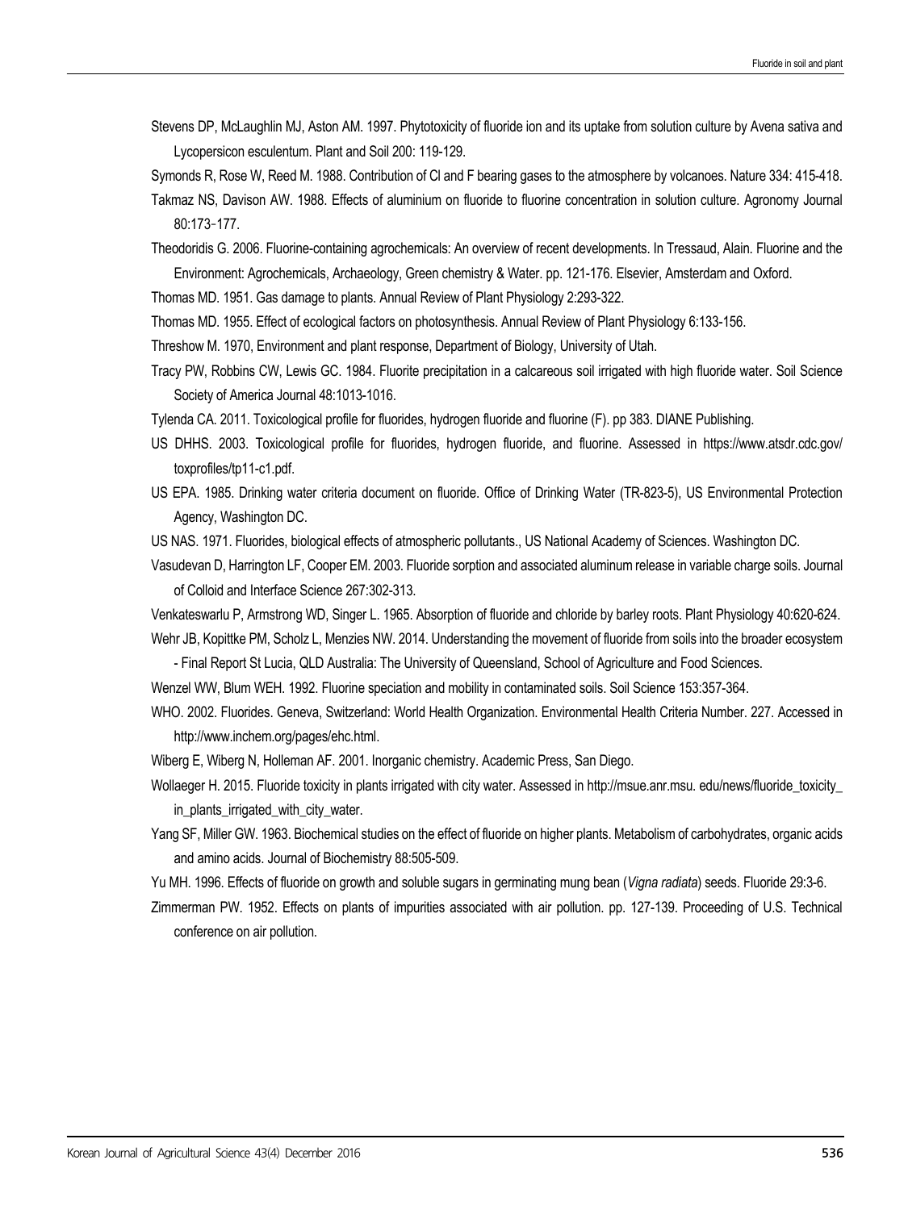Stevens DP, McLaughlin MJ, Aston AM. 1997. Phytotoxicity of fluoride ion and its uptake from solution culture by Avena sativa and Lycopersicon esculentum. Plant and Soil 200: 119-129.

Symonds R, Rose W, Reed M. 1988. Contribution of Cl and F bearing gases to the atmosphere by volcanoes. Nature 334: 415-418.

Takmaz NS, Davison AW. 1988. Effects of aluminium on fluoride to fluorine concentration in solution culture. Agronomy Journal 80:173–177.

Theodoridis G. 2006. Fluorine-containing agrochemicals: An overview of recent developments. In Tressaud, Alain. Fluorine and the Environment: Agrochemicals, Archaeology, Green chemistry & Water. pp. 121-176. Elsevier, Amsterdam and Oxford.

Thomas MD. 1951. Gas damage to plants. Annual Review of Plant Physiology 2:293-322.

Thomas MD. 1955. Effect of ecological factors on photosynthesis. Annual Review of Plant Physiology 6:133-156.

Threshow M. 1970, Environment and plant response, Department of Biology, University of Utah.

Tracy PW, Robbins CW, Lewis GC. 1984. Fluorite precipitation in a calcareous soil irrigated with high fluoride water. Soil Science Society of America Journal 48:1013-1016.

Tylenda CA. 2011. Toxicological profile for fluorides, hydrogen fluoride and fluorine (F). pp 383. DIANE Publishing.

US DHHS. 2003. Toxicological profile for fluorides, hydrogen fluoride, and fluorine. Assessed in https://www.atsdr.cdc.gov/toxprofiles/tp11-c1.pdf.

US EPA. 1985. Drinking water criteria document on fluoride. Office of Drinking Water (TR-823-5), US Environmental Protection Agency, Washington DC.

US NAS. 1971. Fluorides, biological effects of atmospheric pollutants., US National Academy of Sciences. Washington DC.

Vasudevan D, Harrington LF, Cooper EM. 2003. Fluoride sorption and associated aluminum release in variable charge soils. Journal of Colloid and Interface Science 267:302-313.

Venkateswarlu P, Armstrong WD, Singer L. 1965. Absorption of fluoride and chloride by barley roots. Plant Physiology 40:620-624.

Wehr JB, Kopittke PM, Scholz L, Menzies NW. 2014. Understanding the movement of fluoride from soils into the broader ecosystem - Final Report St Lucia, QLD Australia: The University of Queensland, School of Agriculture and Food Sciences.

Wenzel WW, Blum WEH. 1992. Fluorine speciation and mobility in contaminated soils. Soil Science 153:357-364.

WHO. 2002. Fluorides. Geneva, Switzerland: World Health Organization. Environmental Health Criteria Number. 227. Accessed in http://www.inchem.org/pages/ehc.html.

Wiberg E, Wiberg N, Holleman AF. 2001. Inorganic chemistry. Academic Press, San Diego.

Wollaeger H. 2015. Fluoride toxicity in plants irrigated with city water. Assessed in http://msue.anr.msu. edu/news/fluoride_toxicity_in_plants_irrigated_with_city_water.

Yang SF, Miller GW. 1963. Biochemical studies on the effect of fluoride on higher plants. Metabolism of carbohydrates, organic acids and amino acids. Journal of Biochemistry 88:505-509.

Yu MH. 1996. Effects of fluoride on growth and soluble sugars in germinating mung bean (*Vigna radiata*) seeds. Fluoride 29:3-6.

Zimmerman PW. 1952. Effects on plants of impurities associated with air pollution. pp. 127-139. Proceeding of U.S. Technical conference on air pollution.